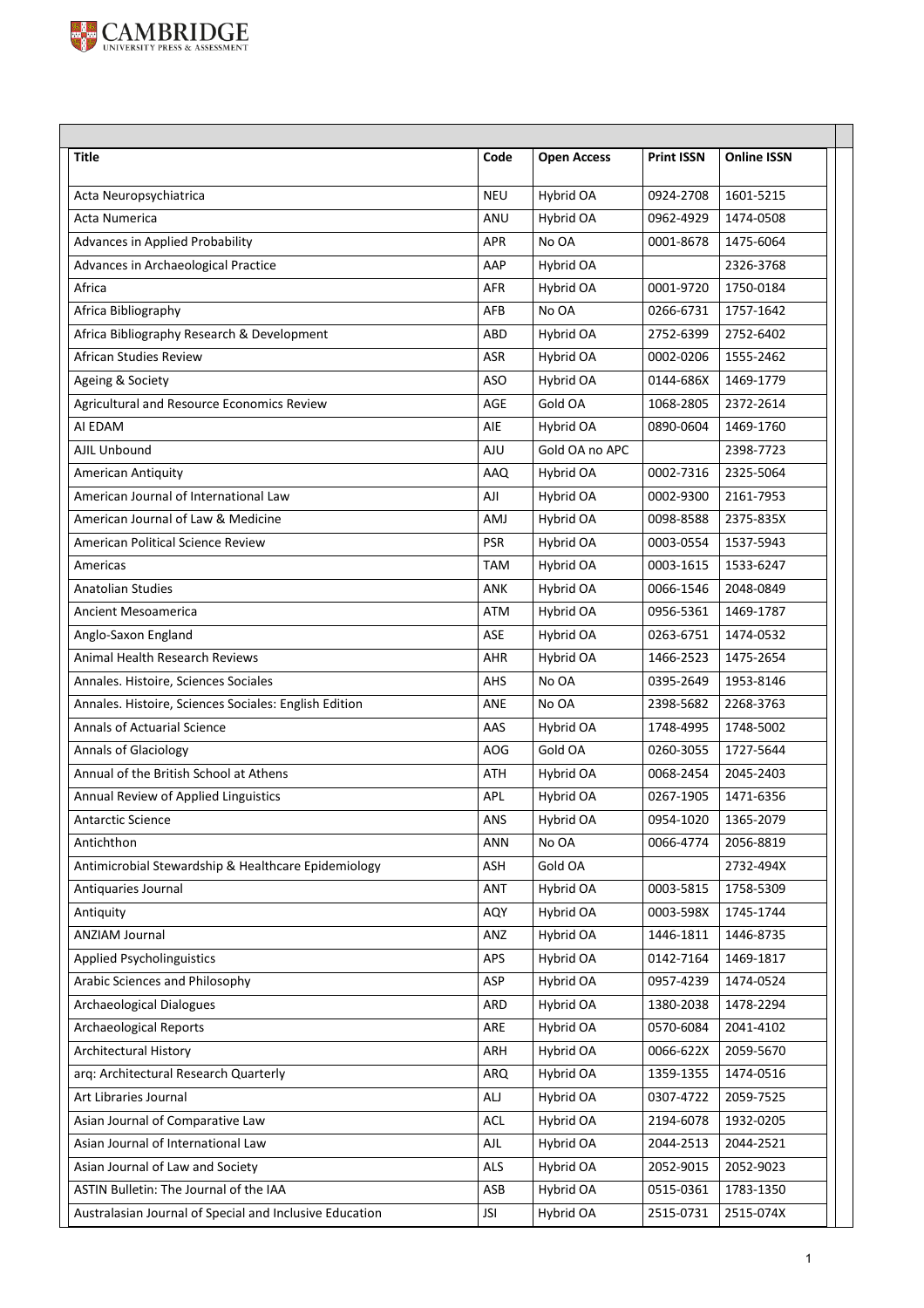| Title | Code | Open Access | Print ISSN | Online ISSN |
|---|---|---|---|---|
| Acta Neuropsychiatrica | NEU | Hybrid OA | 0924-2708 | 1601-5215 |
| Acta Numerica | ANU | Hybrid OA | 0962-4929 | 1474-0508 |
| Advances in Applied Probability | APR | No OA | 0001-8678 | 1475-6064 |
| Advances in Archaeological Practice | AAP | Hybrid OA | | 2326-3768 |
| Africa | AFR | Hybrid OA | 0001-9720 | 1750-0184 |
| Africa Bibliography | AFB | No OA | 0266-6731 | 1757-1642 |
| Africa Bibliography Research & Development | ABD | Hybrid OA | 2752-6399 | 2752-6402 |
| African Studies Review | ASR | Hybrid OA | 0002-0206 | 1555-2462 |
| Ageing & Society | ASO | Hybrid OA | 0144-686X | 1469-1779 |
| Agricultural and Resource Economics Review | AGE | Gold OA | 1068-2805 | 2372-2614 |
| AI EDAM | AIE | Hybrid OA | 0890-0604 | 1469-1760 |
| AJIL Unbound | AJU | Gold OA no APC | | 2398-7723 |
| American Antiquity | AAQ | Hybrid OA | 0002-7316 | 2325-5064 |
| American Journal of International Law | AJI | Hybrid OA | 0002-9300 | 2161-7953 |
| American Journal of Law & Medicine | AMJ | Hybrid OA | 0098-8588 | 2375-835X |
| American Political Science Review | PSR | Hybrid OA | 0003-0554 | 1537-5943 |
| Americas | TAM | Hybrid OA | 0003-1615 | 1533-6247 |
| Anatolian Studies | ANK | Hybrid OA | 0066-1546 | 2048-0849 |
| Ancient Mesoamerica | ATM | Hybrid OA | 0956-5361 | 1469-1787 |
| Anglo-Saxon England | ASE | Hybrid OA | 0263-6751 | 1474-0532 |
| Animal Health Research Reviews | AHR | Hybrid OA | 1466-2523 | 1475-2654 |
| Annales. Histoire, Sciences Sociales | AHS | No OA | 0395-2649 | 1953-8146 |
| Annales. Histoire, Sciences Sociales: English Edition | ANE | No OA | 2398-5682 | 2268-3763 |
| Annals of Actuarial Science | AAS | Hybrid OA | 1748-4995 | 1748-5002 |
| Annals of Glaciology | AOG | Gold OA | 0260-3055 | 1727-5644 |
| Annual of the British School at Athens | ATH | Hybrid OA | 0068-2454 | 2045-2403 |
| Annual Review of Applied Linguistics | APL | Hybrid OA | 0267-1905 | 1471-6356 |
| Antarctic Science | ANS | Hybrid OA | 0954-1020 | 1365-2079 |
| Antichthon | ANN | No OA | 0066-4774 | 2056-8819 |
| Antimicrobial Stewardship & Healthcare Epidemiology | ASH | Gold OA | | 2732-494X |
| Antiquaries Journal | ANT | Hybrid OA | 0003-5815 | 1758-5309 |
| Antiquity | AQY | Hybrid OA | 0003-598X | 1745-1744 |
| ANZIAM Journal | ANZ | Hybrid OA | 1446-1811 | 1446-8735 |
| Applied Psycholinguistics | APS | Hybrid OA | 0142-7164 | 1469-1817 |
| Arabic Sciences and Philosophy | ASP | Hybrid OA | 0957-4239 | 1474-0524 |
| Archaeological Dialogues | ARD | Hybrid OA | 1380-2038 | 1478-2294 |
| Archaeological Reports | ARE | Hybrid OA | 0570-6084 | 2041-4102 |
| Architectural History | ARH | Hybrid OA | 0066-622X | 2059-5670 |
| arq: Architectural Research Quarterly | ARQ | Hybrid OA | 1359-1355 | 1474-0516 |
| Art Libraries Journal | ALJ | Hybrid OA | 0307-4722 | 2059-7525 |
| Asian Journal of Comparative Law | ACL | Hybrid OA | 2194-6078 | 1932-0205 |
| Asian Journal of International Law | AJL | Hybrid OA | 2044-2513 | 2044-2521 |
| Asian Journal of Law and Society | ALS | Hybrid OA | 2052-9015 | 2052-9023 |
| ASTIN Bulletin: The Journal of the IAA | ASB | Hybrid OA | 0515-0361 | 1783-1350 |
| Australasian Journal of Special and Inclusive Education | JSI | Hybrid OA | 2515-0731 | 2515-074X |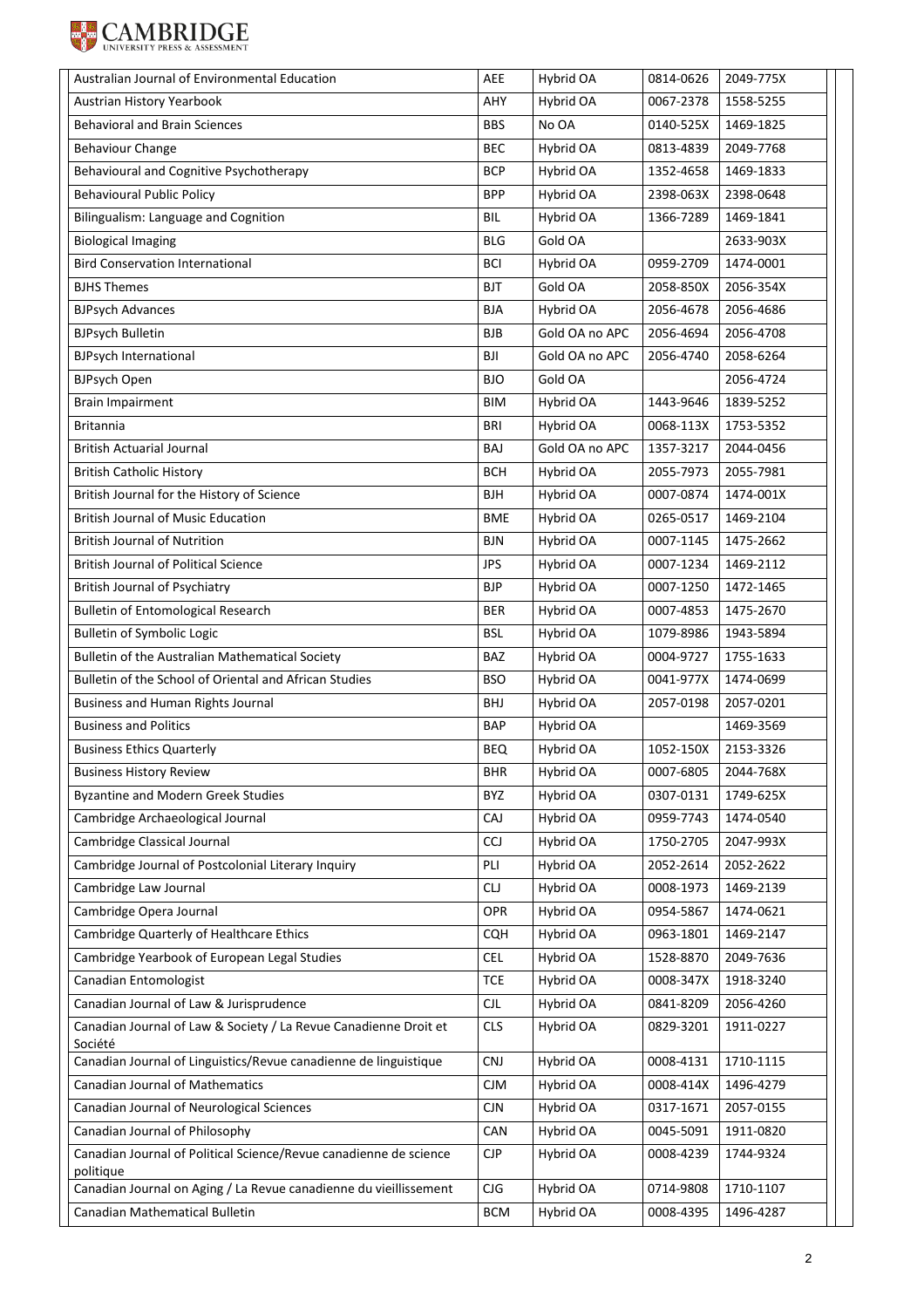| | | | | |
|---|---|---|---|---|
| Australian Journal of Environmental Education | AEE | Hybrid OA | 0814-0626 | 2049-775X |
| Austrian History Yearbook | AHY | Hybrid OA | 0067-2378 | 1558-5255 |
| Behavioral and Brain Sciences | BBS | No OA | 0140-525X | 1469-1825 |
| Behaviour Change | BEC | Hybrid OA | 0813-4839 | 2049-7768 |
| Behavioural and Cognitive Psychotherapy | BCP | Hybrid OA | 1352-4658 | 1469-1833 |
| Behavioural Public Policy | BPP | Hybrid OA | 2398-063X | 2398-0648 |
| Bilingualism: Language and Cognition | BIL | Hybrid OA | 1366-7289 | 1469-1841 |
| Biological Imaging | BLG | Gold OA | | 2633-903X |
| Bird Conservation International | BCI | Hybrid OA | 0959-2709 | 1474-0001 |
| BJHS Themes | BJT | Gold OA | 2058-850X | 2056-354X |
| BJPsych Advances | BJA | Hybrid OA | 2056-4678 | 2056-4686 |
| BJPsych Bulletin | BJB | Gold OA no APC | 2056-4694 | 2056-4708 |
| BJPsych International | BJI | Gold OA no APC | 2056-4740 | 2058-6264 |
| BJPsych Open | BJO | Gold OA | | 2056-4724 |
| Brain Impairment | BIM | Hybrid OA | 1443-9646 | 1839-5252 |
| Britannia | BRI | Hybrid OA | 0068-113X | 1753-5352 |
| British Actuarial Journal | BAJ | Gold OA no APC | 1357-3217 | 2044-0456 |
| British Catholic History | BCH | Hybrid OA | 2055-7973 | 2055-7981 |
| British Journal for the History of Science | BJH | Hybrid OA | 0007-0874 | 1474-001X |
| British Journal of Music Education | BME | Hybrid OA | 0265-0517 | 1469-2104 |
| British Journal of Nutrition | BJN | Hybrid OA | 0007-1145 | 1475-2662 |
| British Journal of Political Science | JPS | Hybrid OA | 0007-1234 | 1469-2112 |
| British Journal of Psychiatry | BJP | Hybrid OA | 0007-1250 | 1472-1465 |
| Bulletin of Entomological Research | BER | Hybrid OA | 0007-4853 | 1475-2670 |
| Bulletin of Symbolic Logic | BSL | Hybrid OA | 1079-8986 | 1943-5894 |
| Bulletin of the Australian Mathematical Society | BAZ | Hybrid OA | 0004-9727 | 1755-1633 |
| Bulletin of the School of Oriental and African Studies | BSO | Hybrid OA | 0041-977X | 1474-0699 |
| Business and Human Rights Journal | BHJ | Hybrid OA | 2057-0198 | 2057-0201 |
| Business and Politics | BAP | Hybrid OA | | 1469-3569 |
| Business Ethics Quarterly | BEQ | Hybrid OA | 1052-150X | 2153-3326 |
| Business History Review | BHR | Hybrid OA | 0007-6805 | 2044-768X |
| Byzantine and Modern Greek Studies | BYZ | Hybrid OA | 0307-0131 | 1749-625X |
| Cambridge Archaeological Journal | CAJ | Hybrid OA | 0959-7743 | 1474-0540 |
| Cambridge Classical Journal | CCJ | Hybrid OA | 1750-2705 | 2047-993X |
| Cambridge Journal of Postcolonial Literary Inquiry | PLI | Hybrid OA | 2052-2614 | 2052-2622 |
| Cambridge Law Journal | CLJ | Hybrid OA | 0008-1973 | 1469-2139 |
| Cambridge Opera Journal | OPR | Hybrid OA | 0954-5867 | 1474-0621 |
| Cambridge Quarterly of Healthcare Ethics | CQH | Hybrid OA | 0963-1801 | 1469-2147 |
| Cambridge Yearbook of European Legal Studies | CEL | Hybrid OA | 1528-8870 | 2049-7636 |
| Canadian Entomologist | TCE | Hybrid OA | 0008-347X | 1918-3240 |
| Canadian Journal of Law & Jurisprudence | CJL | Hybrid OA | 0841-8209 | 2056-4260 |
| Canadian Journal of Law & Society / La Revue Canadienne Droit et Société | CLS | Hybrid OA | 0829-3201 | 1911-0227 |
| Canadian Journal of Linguistics/Revue canadienne de linguistique | CNJ | Hybrid OA | 0008-4131 | 1710-1115 |
| Canadian Journal of Mathematics | CJM | Hybrid OA | 0008-414X | 1496-4279 |
| Canadian Journal of Neurological Sciences | CJN | Hybrid OA | 0317-1671 | 2057-0155 |
| Canadian Journal of Philosophy | CAN | Hybrid OA | 0045-5091 | 1911-0820 |
| Canadian Journal of Political Science/Revue canadienne de science politique | CJP | Hybrid OA | 0008-4239 | 1744-9324 |
| Canadian Journal on Aging / La Revue canadienne du vieillissement | CJG | Hybrid OA | 0714-9808 | 1710-1107 |
| Canadian Mathematical Bulletin | BCM | Hybrid OA | 0008-4395 | 1496-4287 |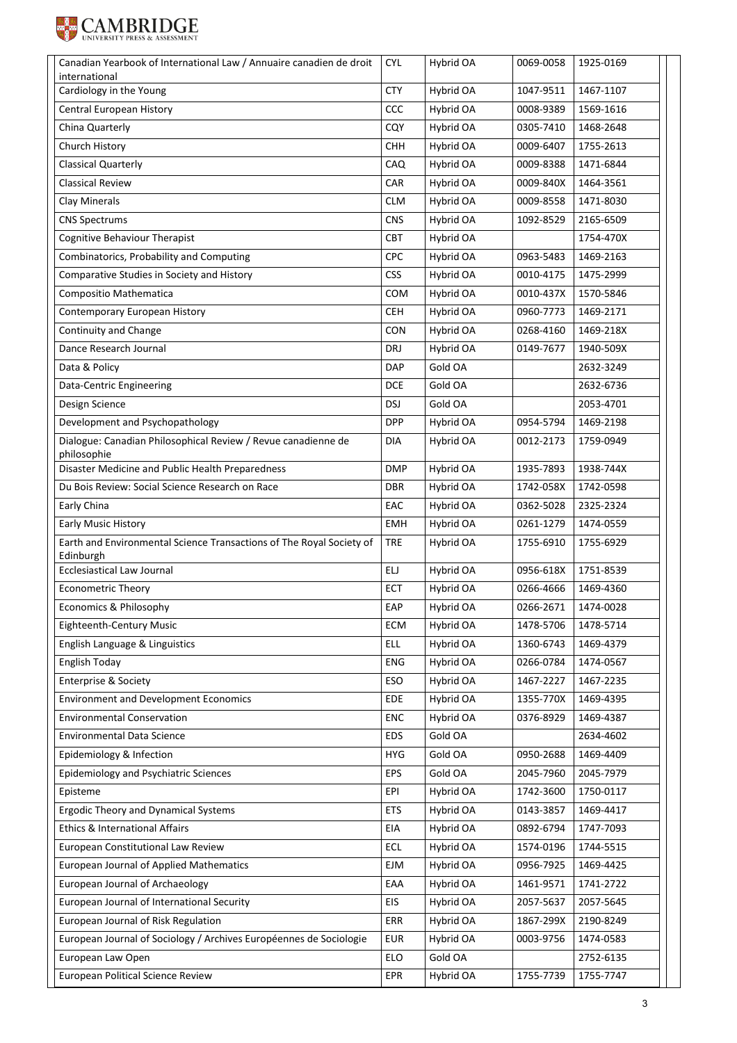| Canadian Yearbook of International Law / Annuaire canadien de droit international | CYL | Hybrid OA | 0069-0058 | 1925-0169 |
|---|---|---|---|---|
| Cardiology in the Young | CTY | Hybrid OA | 1047-9511 | 1467-1107 |
| Central European History | CCC | Hybrid OA | 0008-9389 | 1569-1616 |
| China Quarterly | CQY | Hybrid OA | 0305-7410 | 1468-2648 |
| Church History | CHH | Hybrid OA | 0009-6407 | 1755-2613 |
| Classical Quarterly | CAQ | Hybrid OA | 0009-8388 | 1471-6844 |
| Classical Review | CAR | Hybrid OA | 0009-840X | 1464-3561 |
| Clay Minerals | CLM | Hybrid OA | 0009-8558 | 1471-8030 |
| CNS Spectrums | CNS | Hybrid OA | 1092-8529 | 2165-6509 |
| Cognitive Behaviour Therapist | CBT | Hybrid OA | | 1754-470X |
| Combinatorics, Probability and Computing | CPC | Hybrid OA | 0963-5483 | 1469-2163 |
| Comparative Studies in Society and History | CSS | Hybrid OA | 0010-4175 | 1475-2999 |
| Compositio Mathematica | COM | Hybrid OA | 0010-437X | 1570-5846 |
| Contemporary European History | CEH | Hybrid OA | 0960-7773 | 1469-2171 |
| Continuity and Change | CON | Hybrid OA | 0268-4160 | 1469-218X |
| Dance Research Journal | DRJ | Hybrid OA | 0149-7677 | 1940-509X |
| Data & Policy | DAP | Gold OA | | 2632-3249 |
| Data-Centric Engineering | DCE | Gold OA | | 2632-6736 |
| Design Science | DSJ | Gold OA | | 2053-4701 |
| Development and Psychopathology | DPP | Hybrid OA | 0954-5794 | 1469-2198 |
| Dialogue: Canadian Philosophical Review / Revue canadienne de philosophie | DIA | Hybrid OA | 0012-2173 | 1759-0949 |
| Disaster Medicine and Public Health Preparedness | DMP | Hybrid OA | 1935-7893 | 1938-744X |
| Du Bois Review: Social Science Research on Race | DBR | Hybrid OA | 1742-058X | 1742-0598 |
| Early China | EAC | Hybrid OA | 0362-5028 | 2325-2324 |
| Early Music History | EMH | Hybrid OA | 0261-1279 | 1474-0559 |
| Earth and Environmental Science Transactions of The Royal Society of Edinburgh | TRE | Hybrid OA | 1755-6910 | 1755-6929 |
| Ecclesiastical Law Journal | ELJ | Hybrid OA | 0956-618X | 1751-8539 |
| Econometric Theory | ECT | Hybrid OA | 0266-4666 | 1469-4360 |
| Economics & Philosophy | EAP | Hybrid OA | 0266-2671 | 1474-0028 |
| Eighteenth-Century Music | ECM | Hybrid OA | 1478-5706 | 1478-5714 |
| English Language & Linguistics | ELL | Hybrid OA | 1360-6743 | 1469-4379 |
| English Today | ENG | Hybrid OA | 0266-0784 | 1474-0567 |
| Enterprise & Society | ESO | Hybrid OA | 1467-2227 | 1467-2235 |
| Environment and Development Economics | EDE | Hybrid OA | 1355-770X | 1469-4395 |
| Environmental Conservation | ENC | Hybrid OA | 0376-8929 | 1469-4387 |
| Environmental Data Science | EDS | Gold OA | | 2634-4602 |
| Epidemiology & Infection | HYG | Gold OA | 0950-2688 | 1469-4409 |
| Epidemiology and Psychiatric Sciences | EPS | Gold OA | 2045-7960 | 2045-7979 |
| Episteme | EPI | Hybrid OA | 1742-3600 | 1750-0117 |
| Ergodic Theory and Dynamical Systems | ETS | Hybrid OA | 0143-3857 | 1469-4417 |
| Ethics & International Affairs | EIA | Hybrid OA | 0892-6794 | 1747-7093 |
| European Constitutional Law Review | ECL | Hybrid OA | 1574-0196 | 1744-5515 |
| European Journal of Applied Mathematics | EJM | Hybrid OA | 0956-7925 | 1469-4425 |
| European Journal of Archaeology | EAA | Hybrid OA | 1461-9571 | 1741-2722 |
| European Journal of International Security | EIS | Hybrid OA | 2057-5637 | 2057-5645 |
| European Journal of Risk Regulation | ERR | Hybrid OA | 1867-299X | 2190-8249 |
| European Journal of Sociology / Archives Européennes de Sociologie | EUR | Hybrid OA | 0003-9756 | 1474-0583 |
| European Law Open | ELO | Gold OA | | 2752-6135 |
| European Political Science Review | EPR | Hybrid OA | 1755-7739 | 1755-7747 |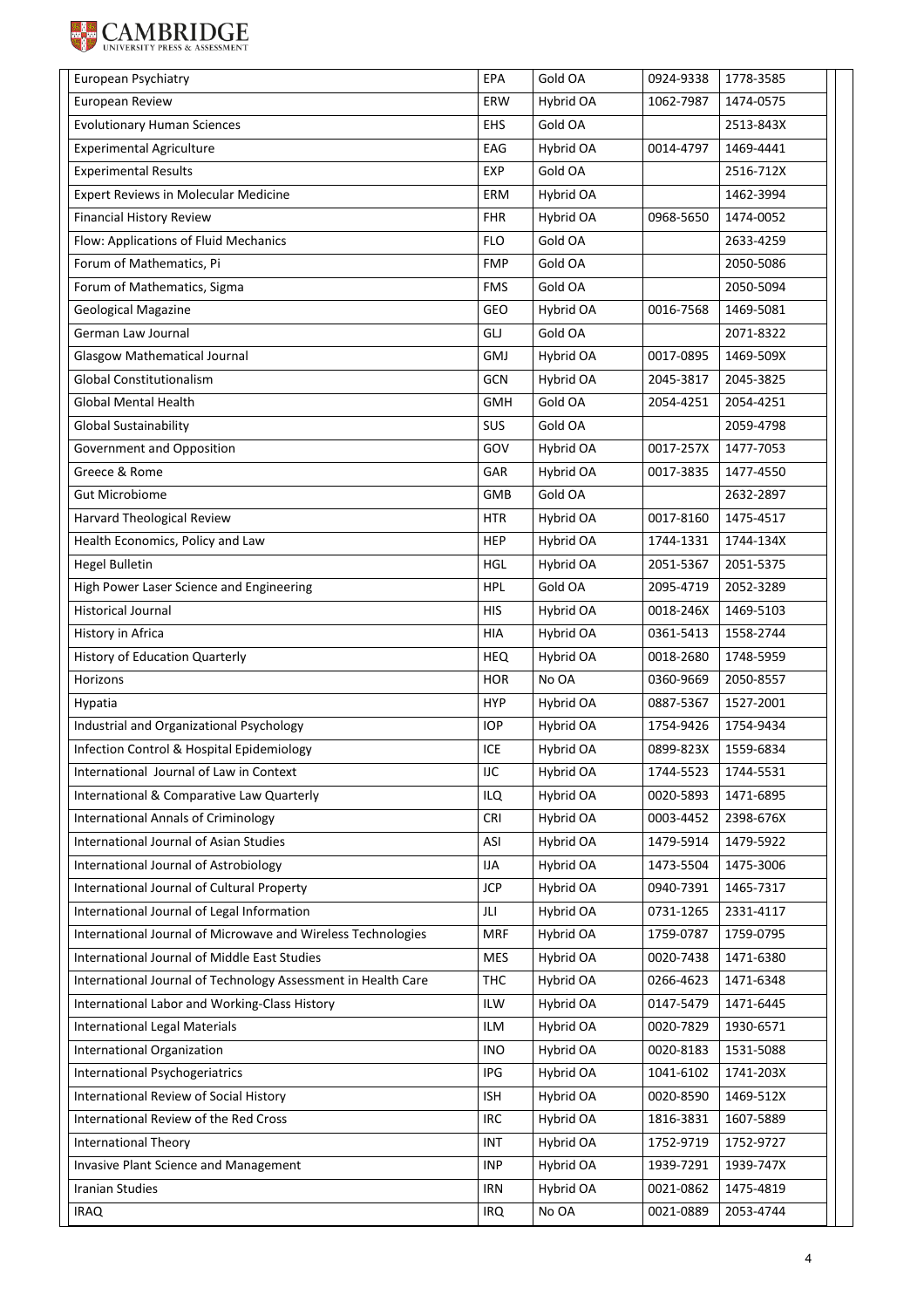| European Psychiatry | EPA | Gold OA | 0924-9338 | 1778-3585 |
|---|---|---|---|---|
| European Review | ERW | Hybrid OA | 1062-7987 | 1474-0575 |
| Evolutionary Human Sciences | EHS | Gold OA | | 2513-843X |
| Experimental Agriculture | EAG | Hybrid OA | 0014-4797 | 1469-4441 |
| Experimental Results | EXP | Gold OA | | 2516-712X |
| Expert Reviews in Molecular Medicine | ERM | Hybrid OA | | 1462-3994 |
| Financial History Review | FHR | Hybrid OA | 0968-5650 | 1474-0052 |
| Flow: Applications of Fluid Mechanics | FLO | Gold OA | | 2633-4259 |
| Forum of Mathematics, Pi | FMP | Gold OA | | 2050-5086 |
| Forum of Mathematics, Sigma | FMS | Gold OA | | 2050-5094 |
| Geological Magazine | GEO | Hybrid OA | 0016-7568 | 1469-5081 |
| German Law Journal | GLJ | Gold OA | | 2071-8322 |
| Glasgow Mathematical Journal | GMJ | Hybrid OA | 0017-0895 | 1469-509X |
| Global Constitutionalism | GCN | Hybrid OA | 2045-3817 | 2045-3825 |
| Global Mental Health | GMH | Gold OA | 2054-4251 | 2054-4251 |
| Global Sustainability | SUS | Gold OA | | 2059-4798 |
| Government and Opposition | GOV | Hybrid OA | 0017-257X | 1477-7053 |
| Greece & Rome | GAR | Hybrid OA | 0017-3835 | 1477-4550 |
| Gut Microbiome | GMB | Gold OA | | 2632-2897 |
| Harvard Theological Review | HTR | Hybrid OA | 0017-8160 | 1475-4517 |
| Health Economics, Policy and Law | HEP | Hybrid OA | 1744-1331 | 1744-134X |
| Hegel Bulletin | HGL | Hybrid OA | 2051-5367 | 2051-5375 |
| High Power Laser Science and Engineering | HPL | Gold OA | 2095-4719 | 2052-3289 |
| Historical Journal | HIS | Hybrid OA | 0018-246X | 1469-5103 |
| History in Africa | HIA | Hybrid OA | 0361-5413 | 1558-2744 |
| History of Education Quarterly | HEQ | Hybrid OA | 0018-2680 | 1748-5959 |
| Horizons | HOR | No OA | 0360-9669 | 2050-8557 |
| Hypatia | HYP | Hybrid OA | 0887-5367 | 1527-2001 |
| Industrial and Organizational Psychology | IOP | Hybrid OA | 1754-9426 | 1754-9434 |
| Infection Control & Hospital Epidemiology | ICE | Hybrid OA | 0899-823X | 1559-6834 |
| International Journal of Law in Context | IJC | Hybrid OA | 1744-5523 | 1744-5531 |
| International & Comparative Law Quarterly | ILQ | Hybrid OA | 0020-5893 | 1471-6895 |
| International Annals of Criminology | CRI | Hybrid OA | 0003-4452 | 2398-676X |
| International Journal of Asian Studies | ASI | Hybrid OA | 1479-5914 | 1479-5922 |
| International Journal of Astrobiology | IJA | Hybrid OA | 1473-5504 | 1475-3006 |
| International Journal of Cultural Property | JCP | Hybrid OA | 0940-7391 | 1465-7317 |
| International Journal of Legal Information | JLI | Hybrid OA | 0731-1265 | 2331-4117 |
| International Journal of Microwave and Wireless Technologies | MRF | Hybrid OA | 1759-0787 | 1759-0795 |
| International Journal of Middle East Studies | MES | Hybrid OA | 0020-7438 | 1471-6380 |
| International Journal of Technology Assessment in Health Care | THC | Hybrid OA | 0266-4623 | 1471-6348 |
| International Labor and Working-Class History | ILW | Hybrid OA | 0147-5479 | 1471-6445 |
| International Legal Materials | ILM | Hybrid OA | 0020-7829 | 1930-6571 |
| International Organization | INO | Hybrid OA | 0020-8183 | 1531-5088 |
| International Psychogeriatrics | IPG | Hybrid OA | 1041-6102 | 1741-203X |
| International Review of Social History | ISH | Hybrid OA | 0020-8590 | 1469-512X |
| International Review of the Red Cross | IRC | Hybrid OA | 1816-3831 | 1607-5889 |
| International Theory | INT | Hybrid OA | 1752-9719 | 1752-9727 |
| Invasive Plant Science and Management | INP | Hybrid OA | 1939-7291 | 1939-747X |
| Iranian Studies | IRN | Hybrid OA | 0021-0862 | 1475-4819 |
| IRAQ | IRQ | No OA | 0021-0889 | 2053-4744 |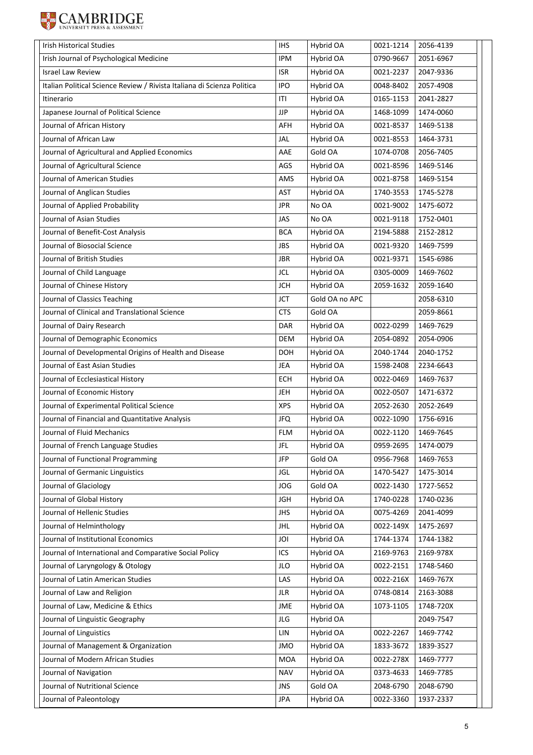| Irish Historical Studies | IHS | Hybrid OA | 0021-1214 | 2056-4139 |
|---|---|---|---|---|
| Irish Journal of Psychological Medicine | IPM | Hybrid OA | 0790-9667 | 2051-6967 |
| Israel Law Review | ISR | Hybrid OA | 0021-2237 | 2047-9336 |
| Italian Political Science Review / Rivista Italiana di Scienza Politica | IPO | Hybrid OA | 0048-8402 | 2057-4908 |
| Itinerario | ITI | Hybrid OA | 0165-1153 | 2041-2827 |
| Japanese Journal of Political Science | JJP | Hybrid OA | 1468-1099 | 1474-0060 |
| Journal of African History | AFH | Hybrid OA | 0021-8537 | 1469-5138 |
| Journal of African Law | JAL | Hybrid OA | 0021-8553 | 1464-3731 |
| Journal of Agricultural and Applied Economics | AAE | Gold OA | 1074-0708 | 2056-7405 |
| Journal of Agricultural Science | AGS | Hybrid OA | 0021-8596 | 1469-5146 |
| Journal of American Studies | AMS | Hybrid OA | 0021-8758 | 1469-5154 |
| Journal of Anglican Studies | AST | Hybrid OA | 1740-3553 | 1745-5278 |
| Journal of Applied Probability | JPR | No OA | 0021-9002 | 1475-6072 |
| Journal of Asian Studies | JAS | No OA | 0021-9118 | 1752-0401 |
| Journal of Benefit-Cost Analysis | BCA | Hybrid OA | 2194-5888 | 2152-2812 |
| Journal of Biosocial Science | JBS | Hybrid OA | 0021-9320 | 1469-7599 |
| Journal of British Studies | JBR | Hybrid OA | 0021-9371 | 1545-6986 |
| Journal of Child Language | JCL | Hybrid OA | 0305-0009 | 1469-7602 |
| Journal of Chinese History | JCH | Hybrid OA | 2059-1632 | 2059-1640 |
| Journal of Classics Teaching | JCT | Gold OA no APC | | 2058-6310 |
| Journal of Clinical and Translational Science | CTS | Gold OA | | 2059-8661 |
| Journal of Dairy Research | DAR | Hybrid OA | 0022-0299 | 1469-7629 |
| Journal of Demographic Economics | DEM | Hybrid OA | 2054-0892 | 2054-0906 |
| Journal of Developmental Origins of Health and Disease | DOH | Hybrid OA | 2040-1744 | 2040-1752 |
| Journal of East Asian Studies | JEA | Hybrid OA | 1598-2408 | 2234-6643 |
| Journal of Ecclesiastical History | ECH | Hybrid OA | 0022-0469 | 1469-7637 |
| Journal of Economic History | JEH | Hybrid OA | 0022-0507 | 1471-6372 |
| Journal of Experimental Political Science | XPS | Hybrid OA | 2052-2630 | 2052-2649 |
| Journal of Financial and Quantitative Analysis | JFQ | Hybrid OA | 0022-1090 | 1756-6916 |
| Journal of Fluid Mechanics | FLM | Hybrid OA | 0022-1120 | 1469-7645 |
| Journal of French Language Studies | JFL | Hybrid OA | 0959-2695 | 1474-0079 |
| Journal of Functional Programming | JFP | Gold OA | 0956-7968 | 1469-7653 |
| Journal of Germanic Linguistics | JGL | Hybrid OA | 1470-5427 | 1475-3014 |
| Journal of Glaciology | JOG | Gold OA | 0022-1430 | 1727-5652 |
| Journal of Global History | JGH | Hybrid OA | 1740-0228 | 1740-0236 |
| Journal of Hellenic Studies | JHS | Hybrid OA | 0075-4269 | 2041-4099 |
| Journal of Helminthology | JHL | Hybrid OA | 0022-149X | 1475-2697 |
| Journal of Institutional Economics | JOI | Hybrid OA | 1744-1374 | 1744-1382 |
| Journal of International and Comparative Social Policy | ICS | Hybrid OA | 2169-9763 | 2169-978X |
| Journal of Laryngology & Otology | JLO | Hybrid OA | 0022-2151 | 1748-5460 |
| Journal of Latin American Studies | LAS | Hybrid OA | 0022-216X | 1469-767X |
| Journal of Law and Religion | JLR | Hybrid OA | 0748-0814 | 2163-3088 |
| Journal of Law, Medicine & Ethics | JME | Hybrid OA | 1073-1105 | 1748-720X |
| Journal of Linguistic Geography | JLG | Hybrid OA | | 2049-7547 |
| Journal of Linguistics | LIN | Hybrid OA | 0022-2267 | 1469-7742 |
| Journal of Management & Organization | JMO | Hybrid OA | 1833-3672 | 1839-3527 |
| Journal of Modern African Studies | MOA | Hybrid OA | 0022-278X | 1469-7777 |
| Journal of Navigation | NAV | Hybrid OA | 0373-4633 | 1469-7785 |
| Journal of Nutritional Science | JNS | Gold OA | 2048-6790 | 2048-6790 |
| Journal of Paleontology | JPA | Hybrid OA | 0022-3360 | 1937-2337 |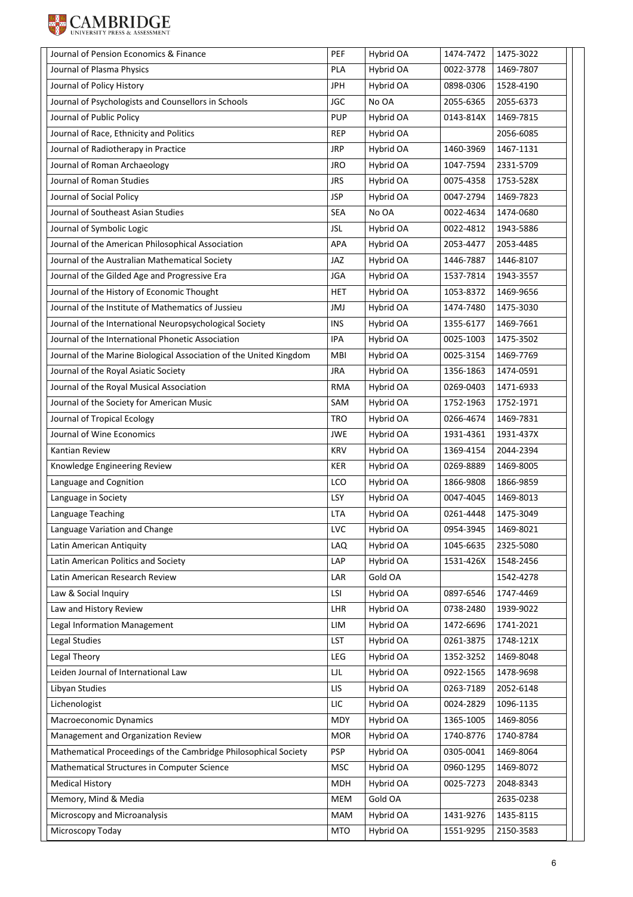| Journal of Pension Economics & Finance | PEF | Hybrid OA | 1474-7472 | 1475-3022 |
|---|---|---|---|---|
| Journal of Plasma Physics | PLA | Hybrid OA | 0022-3778 | 1469-7807 |
| Journal of Policy History | JPH | Hybrid OA | 0898-0306 | 1528-4190 |
| Journal of Psychologists and Counsellors in Schools | JGC | No OA | 2055-6365 | 2055-6373 |
| Journal of Public Policy | PUP | Hybrid OA | 0143-814X | 1469-7815 |
| Journal of Race, Ethnicity and Politics | REP | Hybrid OA | | 2056-6085 |
| Journal of Radiotherapy in Practice | JRP | Hybrid OA | 1460-3969 | 1467-1131 |
| Journal of Roman Archaeology | JRO | Hybrid OA | 1047-7594 | 2331-5709 |
| Journal of Roman Studies | JRS | Hybrid OA | 0075-4358 | 1753-528X |
| Journal of Social Policy | JSP | Hybrid OA | 0047-2794 | 1469-7823 |
| Journal of Southeast Asian Studies | SEA | No OA | 0022-4634 | 1474-0680 |
| Journal of Symbolic Logic | JSL | Hybrid OA | 0022-4812 | 1943-5886 |
| Journal of the American Philosophical Association | APA | Hybrid OA | 2053-4477 | 2053-4485 |
| Journal of the Australian Mathematical Society | JAZ | Hybrid OA | 1446-7887 | 1446-8107 |
| Journal of the Gilded Age and Progressive Era | JGA | Hybrid OA | 1537-7814 | 1943-3557 |
| Journal of the History of Economic Thought | HET | Hybrid OA | 1053-8372 | 1469-9656 |
| Journal of the Institute of Mathematics of Jussieu | JMJ | Hybrid OA | 1474-7480 | 1475-3030 |
| Journal of the International Neuropsychological Society | INS | Hybrid OA | 1355-6177 | 1469-7661 |
| Journal of the International Phonetic Association | IPA | Hybrid OA | 0025-1003 | 1475-3502 |
| Journal of the Marine Biological Association of the United Kingdom | MBI | Hybrid OA | 0025-3154 | 1469-7769 |
| Journal of the Royal Asiatic Society | JRA | Hybrid OA | 1356-1863 | 1474-0591 |
| Journal of the Royal Musical Association | RMA | Hybrid OA | 0269-0403 | 1471-6933 |
| Journal of the Society for American Music | SAM | Hybrid OA | 1752-1963 | 1752-1971 |
| Journal of Tropical Ecology | TRO | Hybrid OA | 0266-4674 | 1469-7831 |
| Journal of Wine Economics | JWE | Hybrid OA | 1931-4361 | 1931-437X |
| Kantian Review | KRV | Hybrid OA | 1369-4154 | 2044-2394 |
| Knowledge Engineering Review | KER | Hybrid OA | 0269-8889 | 1469-8005 |
| Language and Cognition | LCO | Hybrid OA | 1866-9808 | 1866-9859 |
| Language in Society | LSY | Hybrid OA | 0047-4045 | 1469-8013 |
| Language Teaching | LTA | Hybrid OA | 0261-4448 | 1475-3049 |
| Language Variation and Change | LVC | Hybrid OA | 0954-3945 | 1469-8021 |
| Latin American Antiquity | LAQ | Hybrid OA | 1045-6635 | 2325-5080 |
| Latin American Politics and Society | LAP | Hybrid OA | 1531-426X | 1548-2456 |
| Latin American Research Review | LAR | Gold OA | | 1542-4278 |
| Law & Social Inquiry | LSI | Hybrid OA | 0897-6546 | 1747-4469 |
| Law and History Review | LHR | Hybrid OA | 0738-2480 | 1939-9022 |
| Legal Information Management | LIM | Hybrid OA | 1472-6696 | 1741-2021 |
| Legal Studies | LST | Hybrid OA | 0261-3875 | 1748-121X |
| Legal Theory | LEG | Hybrid OA | 1352-3252 | 1469-8048 |
| Leiden Journal of International Law | LJL | Hybrid OA | 0922-1565 | 1478-9698 |
| Libyan Studies | LIS | Hybrid OA | 0263-7189 | 2052-6148 |
| Lichenologist | LIC | Hybrid OA | 0024-2829 | 1096-1135 |
| Macroeconomic Dynamics | MDY | Hybrid OA | 1365-1005 | 1469-8056 |
| Management and Organization Review | MOR | Hybrid OA | 1740-8776 | 1740-8784 |
| Mathematical Proceedings of the Cambridge Philosophical Society | PSP | Hybrid OA | 0305-0041 | 1469-8064 |
| Mathematical Structures in Computer Science | MSC | Hybrid OA | 0960-1295 | 1469-8072 |
| Medical History | MDH | Hybrid OA | 0025-7273 | 2048-8343 |
| Memory, Mind & Media | MEM | Gold OA | | 2635-0238 |
| Microscopy and Microanalysis | MAM | Hybrid OA | 1431-9276 | 1435-8115 |
| Microscopy Today | MTO | Hybrid OA | 1551-9295 | 2150-3583 |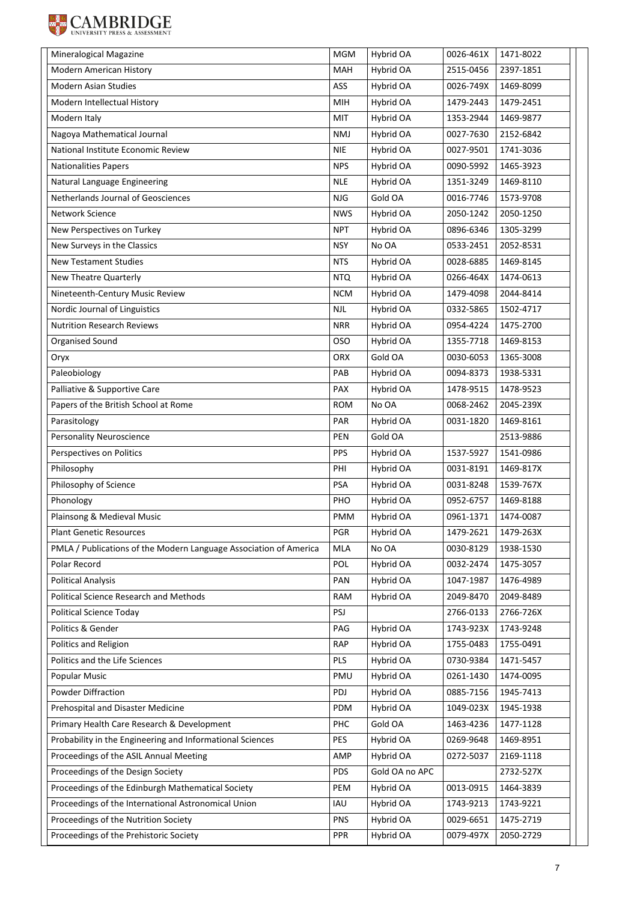| Mineralogical Magazine | MGM | Hybrid OA | 0026-461X | 1471-8022 |
|---|---|---|---|---|
| Modern American History | MAH | Hybrid OA | 2515-0456 | 2397-1851 |
| Modern Asian Studies | ASS | Hybrid OA | 0026-749X | 1469-8099 |
| Modern Intellectual History | MIH | Hybrid OA | 1479-2443 | 1479-2451 |
| Modern Italy | MIT | Hybrid OA | 1353-2944 | 1469-9877 |
| Nagoya Mathematical Journal | NMJ | Hybrid OA | 0027-7630 | 2152-6842 |
| National Institute Economic Review | NIE | Hybrid OA | 0027-9501 | 1741-3036 |
| Nationalities Papers | NPS | Hybrid OA | 0090-5992 | 1465-3923 |
| Natural Language Engineering | NLE | Hybrid OA | 1351-3249 | 1469-8110 |
| Netherlands Journal of Geosciences | NJG | Gold OA | 0016-7746 | 1573-9708 |
| Network Science | NWS | Hybrid OA | 2050-1242 | 2050-1250 |
| New Perspectives on Turkey | NPT | Hybrid OA | 0896-6346 | 1305-3299 |
| New Surveys in the Classics | NSY | No OA | 0533-2451 | 2052-8531 |
| New Testament Studies | NTS | Hybrid OA | 0028-6885 | 1469-8145 |
| New Theatre Quarterly | NTQ | Hybrid OA | 0266-464X | 1474-0613 |
| Nineteenth-Century Music Review | NCM | Hybrid OA | 1479-4098 | 2044-8414 |
| Nordic Journal of Linguistics | NJL | Hybrid OA | 0332-5865 | 1502-4717 |
| Nutrition Research Reviews | NRR | Hybrid OA | 0954-4224 | 1475-2700 |
| Organised Sound | OSO | Hybrid OA | 1355-7718 | 1469-8153 |
| Oryx | ORX | Gold OA | 0030-6053 | 1365-3008 |
| Paleobiology | PAB | Hybrid OA | 0094-8373 | 1938-5331 |
| Palliative & Supportive Care | PAX | Hybrid OA | 1478-9515 | 1478-9523 |
| Papers of the British School at Rome | ROM | No OA | 0068-2462 | 2045-239X |
| Parasitology | PAR | Hybrid OA | 0031-1820 | 1469-8161 |
| Personality Neuroscience | PEN | Gold OA | | 2513-9886 |
| Perspectives on Politics | PPS | Hybrid OA | 1537-5927 | 1541-0986 |
| Philosophy | PHI | Hybrid OA | 0031-8191 | 1469-817X |
| Philosophy of Science | PSA | Hybrid OA | 0031-8248 | 1539-767X |
| Phonology | PHO | Hybrid OA | 0952-6757 | 1469-8188 |
| Plainsong & Medieval Music | PMM | Hybrid OA | 0961-1371 | 1474-0087 |
| Plant Genetic Resources | PGR | Hybrid OA | 1479-2621 | 1479-263X |
| PMLA / Publications of the Modern Language Association of America | MLA | No OA | 0030-8129 | 1938-1530 |
| Polar Record | POL | Hybrid OA | 0032-2474 | 1475-3057 |
| Political Analysis | PAN | Hybrid OA | 1047-1987 | 1476-4989 |
| Political Science Research and Methods | RAM | Hybrid OA | 2049-8470 | 2049-8489 |
| Political Science Today | PSJ | | 2766-0133 | 2766-726X |
| Politics & Gender | PAG | Hybrid OA | 1743-923X | 1743-9248 |
| Politics and Religion | RAP | Hybrid OA | 1755-0483 | 1755-0491 |
| Politics and the Life Sciences | PLS | Hybrid OA | 0730-9384 | 1471-5457 |
| Popular Music | PMU | Hybrid OA | 0261-1430 | 1474-0095 |
| Powder Diffraction | PDJ | Hybrid OA | 0885-7156 | 1945-7413 |
| Prehospital and Disaster Medicine | PDM | Hybrid OA | 1049-023X | 1945-1938 |
| Primary Health Care Research & Development | PHC | Gold OA | 1463-4236 | 1477-1128 |
| Probability in the Engineering and Informational Sciences | PES | Hybrid OA | 0269-9648 | 1469-8951 |
| Proceedings of the ASIL Annual Meeting | AMP | Hybrid OA | 0272-5037 | 2169-1118 |
| Proceedings of the Design Society | PDS | Gold OA no APC | | 2732-527X |
| Proceedings of the Edinburgh Mathematical Society | PEM | Hybrid OA | 0013-0915 | 1464-3839 |
| Proceedings of the International Astronomical Union | IAU | Hybrid OA | 1743-9213 | 1743-9221 |
| Proceedings of the Nutrition Society | PNS | Hybrid OA | 0029-6651 | 1475-2719 |
| Proceedings of the Prehistoric Society | PPR | Hybrid OA | 0079-497X | 2050-2729 |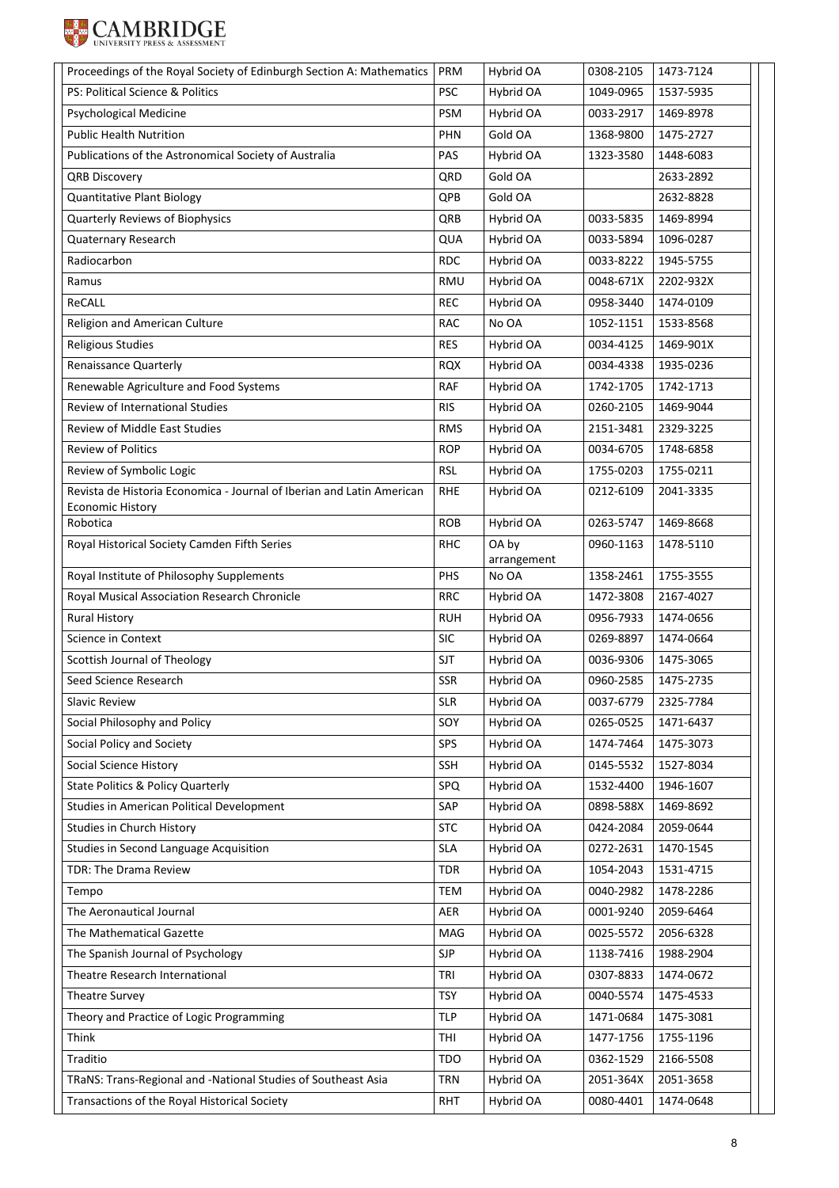| Proceedings of the Royal Society of Edinburgh Section A: Mathematics | PRM | Hybrid OA | 0308-2105 | 1473-7124 |
|---|---|---|---|---|
| PS: Political Science & Politics | PSC | Hybrid OA | 1049-0965 | 1537-5935 |
| Psychological Medicine | PSM | Hybrid OA | 0033-2917 | 1469-8978 |
| Public Health Nutrition | PHN | Gold OA | 1368-9800 | 1475-2727 |
| Publications of the Astronomical Society of Australia | PAS | Hybrid OA | 1323-3580 | 1448-6083 |
| QRB Discovery | QRD | Gold OA | | 2633-2892 |
| Quantitative Plant Biology | QPB | Gold OA | | 2632-8828 |
| Quarterly Reviews of Biophysics | QRB | Hybrid OA | 0033-5835 | 1469-8994 |
| Quaternary Research | QUA | Hybrid OA | 0033-5894 | 1096-0287 |
| Radiocarbon | RDC | Hybrid OA | 0033-8222 | 1945-5755 |
| Ramus | RMU | Hybrid OA | 0048-671X | 2202-932X |
| ReCALL | REC | Hybrid OA | 0958-3440 | 1474-0109 |
| Religion and American Culture | RAC | No OA | 1052-1151 | 1533-8568 |
| Religious Studies | RES | Hybrid OA | 0034-4125 | 1469-901X |
| Renaissance Quarterly | RQX | Hybrid OA | 0034-4338 | 1935-0236 |
| Renewable Agriculture and Food Systems | RAF | Hybrid OA | 1742-1705 | 1742-1713 |
| Review of International Studies | RIS | Hybrid OA | 0260-2105 | 1469-9044 |
| Review of Middle East Studies | RMS | Hybrid OA | 2151-3481 | 2329-3225 |
| Review of Politics | ROP | Hybrid OA | 0034-6705 | 1748-6858 |
| Review of Symbolic Logic | RSL | Hybrid OA | 1755-0203 | 1755-0211 |
| Revista de Historia Economica - Journal of Iberian and Latin American Economic History | RHE | Hybrid OA | 0212-6109 | 2041-3335 |
| Robotica | ROB | Hybrid OA | 0263-5747 | 1469-8668 |
| Royal Historical Society Camden Fifth Series | RHC | OA by arrangement | 0960-1163 | 1478-5110 |
| Royal Institute of Philosophy Supplements | PHS | No OA | 1358-2461 | 1755-3555 |
| Royal Musical Association Research Chronicle | RRC | Hybrid OA | 1472-3808 | 2167-4027 |
| Rural History | RUH | Hybrid OA | 0956-7933 | 1474-0656 |
| Science in Context | SIC | Hybrid OA | 0269-8897 | 1474-0664 |
| Scottish Journal of Theology | SJT | Hybrid OA | 0036-9306 | 1475-3065 |
| Seed Science Research | SSR | Hybrid OA | 0960-2585 | 1475-2735 |
| Slavic Review | SLR | Hybrid OA | 0037-6779 | 2325-7784 |
| Social Philosophy and Policy | SOY | Hybrid OA | 0265-0525 | 1471-6437 |
| Social Policy and Society | SPS | Hybrid OA | 1474-7464 | 1475-3073 |
| Social Science History | SSH | Hybrid OA | 0145-5532 | 1527-8034 |
| State Politics & Policy Quarterly | SPQ | Hybrid OA | 1532-4400 | 1946-1607 |
| Studies in American Political Development | SAP | Hybrid OA | 0898-588X | 1469-8692 |
| Studies in Church History | STC | Hybrid OA | 0424-2084 | 2059-0644 |
| Studies in Second Language Acquisition | SLA | Hybrid OA | 0272-2631 | 1470-1545 |
| TDR: The Drama Review | TDR | Hybrid OA | 1054-2043 | 1531-4715 |
| Tempo | TEM | Hybrid OA | 0040-2982 | 1478-2286 |
| The Aeronautical Journal | AER | Hybrid OA | 0001-9240 | 2059-6464 |
| The Mathematical Gazette | MAG | Hybrid OA | 0025-5572 | 2056-6328 |
| The Spanish Journal of Psychology | SJP | Hybrid OA | 1138-7416 | 1988-2904 |
| Theatre Research International | TRI | Hybrid OA | 0307-8833 | 1474-0672 |
| Theatre Survey | TSY | Hybrid OA | 0040-5574 | 1475-4533 |
| Theory and Practice of Logic Programming | TLP | Hybrid OA | 1471-0684 | 1475-3081 |
| Think | THI | Hybrid OA | 1477-1756 | 1755-1196 |
| Traditio | TDO | Hybrid OA | 0362-1529 | 2166-5508 |
| TRaNS: Trans-Regional and -National Studies of Southeast Asia | TRN | Hybrid OA | 2051-364X | 2051-3658 |
| Transactions of the Royal Historical Society | RHT | Hybrid OA | 0080-4401 | 1474-0648 |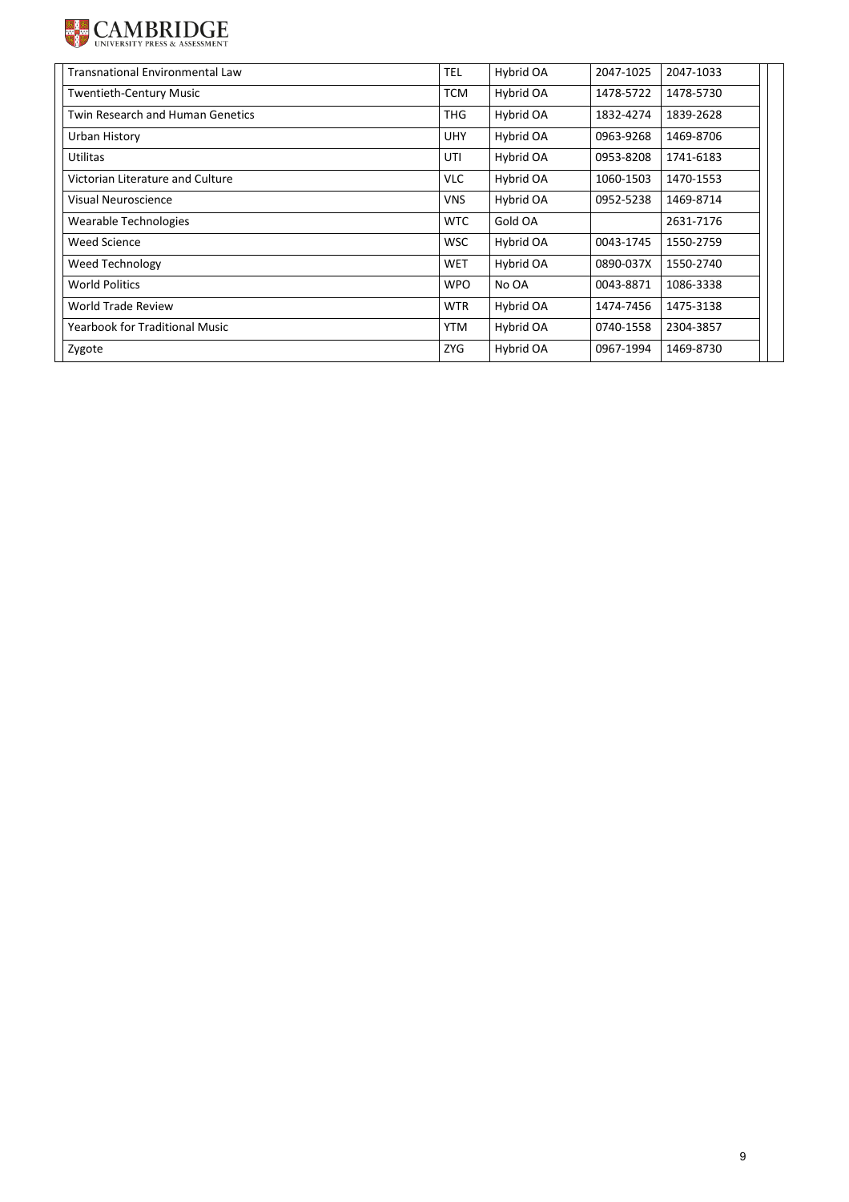| | | | | |
|---|---|---|---|---|
| Transnational Environmental Law | TEL | Hybrid OA | 2047-1025 | 2047-1033 |
| Twentieth-Century Music | TCM | Hybrid OA | 1478-5722 | 1478-5730 |
| Twin Research and Human Genetics | THG | Hybrid OA | 1832-4274 | 1839-2628 |
| Urban History | UHY | Hybrid OA | 0963-9268 | 1469-8706 |
| Utilitas | UTI | Hybrid OA | 0953-8208 | 1741-6183 |
| Victorian Literature and Culture | VLC | Hybrid OA | 1060-1503 | 1470-1553 |
| Visual Neuroscience | VNS | Hybrid OA | 0952-5238 | 1469-8714 |
| Wearable Technologies | WTC | Gold OA | | 2631-7176 |
| Weed Science | WSC | Hybrid OA | 0043-1745 | 1550-2759 |
| Weed Technology | WET | Hybrid OA | 0890-037X | 1550-2740 |
| World Politics | WPO | No OA | 0043-8871 | 1086-3338 |
| World Trade Review | WTR | Hybrid OA | 1474-7456 | 1475-3138 |
| Yearbook for Traditional Music | YTM | Hybrid OA | 0740-1558 | 2304-3857 |
| Zygote | ZYG | Hybrid OA | 0967-1994 | 1469-8730 |